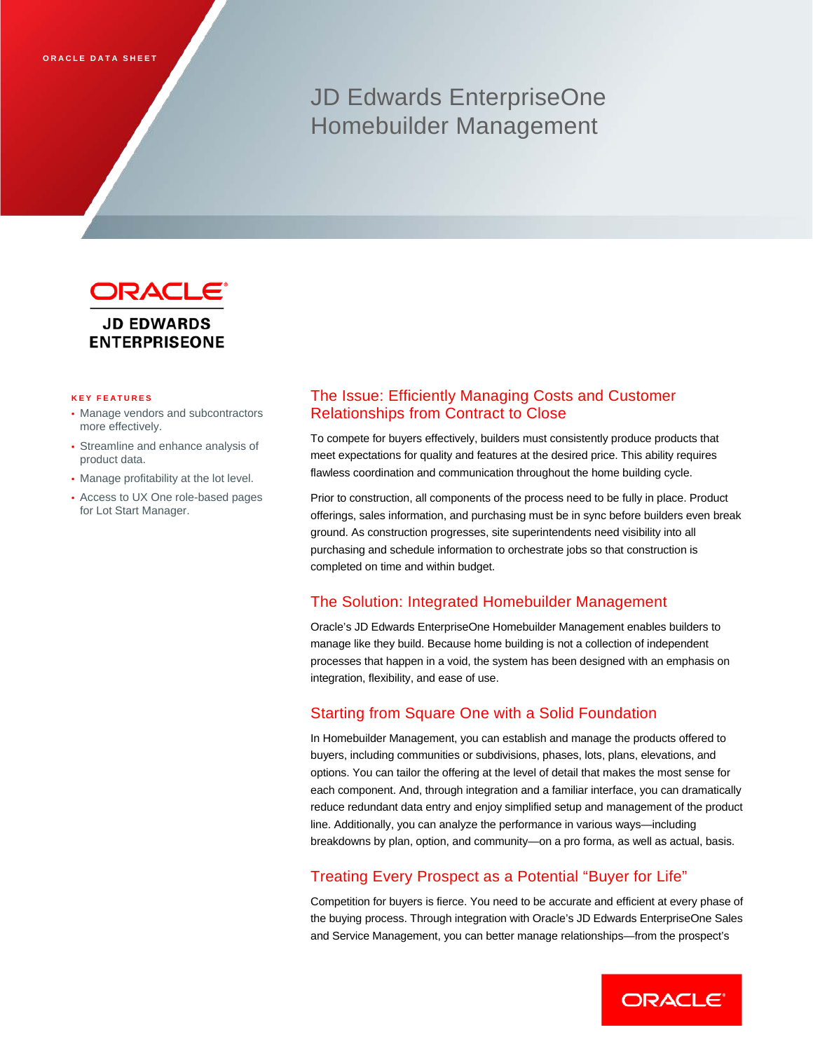ORACLE DATA SHEET

# JD Edwards EnterpriseOne Homebuilder Management

ORACLE
JD EDWARDS ENTERPRISEONE

**KEY FEATURES**

- Manage vendors and subcontractors more effectively.
- Streamline and enhance analysis of product data.
- Manage profitability at the lot level.
- Access to UX One role-based pages for Lot Start Manager.

## The Issue: Efficiently Managing Costs and Customer Relationships from Contract to Close

To compete for buyers effectively, builders must consistently produce products that meet expectations for quality and features at the desired price. This ability requires flawless coordination and communication throughout the home building cycle.

Prior to construction, all components of the process need to be fully in place. Product offerings, sales information, and purchasing must be in sync before builders even break ground. As construction progresses, site superintendents need visibility into all purchasing and schedule information to orchestrate jobs so that construction is completed on time and within budget.

## The Solution: Integrated Homebuilder Management

Oracle's JD Edwards EnterpriseOne Homebuilder Management enables builders to manage like they build. Because home building is not a collection of independent processes that happen in a void, the system has been designed with an emphasis on integration, flexibility, and ease of use.

## Starting from Square One with a Solid Foundation

In Homebuilder Management, you can establish and manage the products offered to buyers, including communities or subdivisions, phases, lots, plans, elevations, and options. You can tailor the offering at the level of detail that makes the most sense for each component. And, through integration and a familiar interface, you can dramatically reduce redundant data entry and enjoy simplified setup and management of the product line. Additionally, you can analyze the performance in various ways—including breakdowns by plan, option, and community—on a pro forma, as well as actual, basis.

## Treating Every Prospect as a Potential "Buyer for Life"

Competition for buyers is fierce. You need to be accurate and efficient at every phase of the buying process. Through integration with Oracle's JD Edwards EnterpriseOne Sales and Service Management, you can better manage relationships—from the prospect's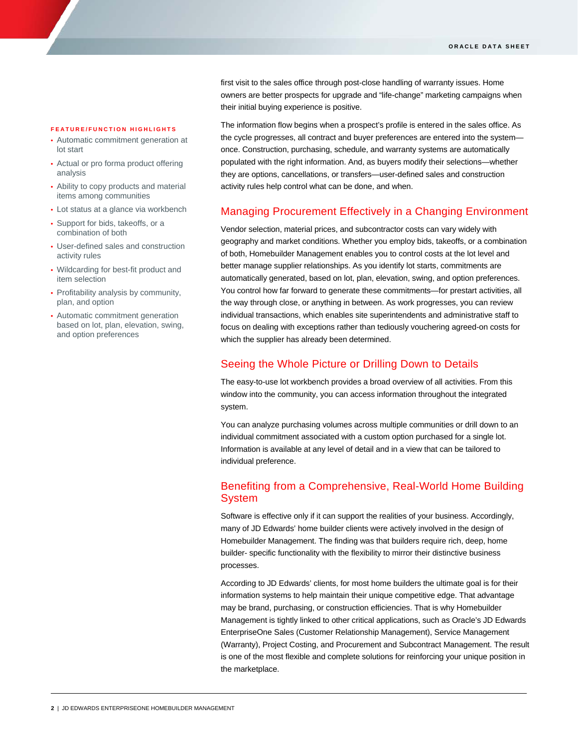first visit to the sales office through post-close handling of warranty issues. Home owners are better prospects for upgrade and "life-change" marketing campaigns when their initial buying experience is positive.

The information flow begins when a prospect's profile is entered in the sales office. As the cycle progresses, all contract and buyer preferences are entered into the system—once. Construction, purchasing, schedule, and warranty systems are automatically populated with the right information. And, as buyers modify their selections—whether they are options, cancellations, or transfers—user-defined sales and construction activity rules help control what can be done, and when.

**FEATURE/FUNCTION HIGHLIGHTS**

- Automatic commitment generation at lot start
- Actual or pro forma product offering analysis
- Ability to copy products and material items among communities
- Lot status at a glance via workbench
- Support for bids, takeoffs, or a combination of both
- User-defined sales and construction activity rules
- Wildcarding for best-fit product and item selection
- Profitability analysis by community, plan, and option
- Automatic commitment generation based on lot, plan, elevation, swing, and option preferences

## Managing Procurement Effectively in a Changing Environment

Vendor selection, material prices, and subcontractor costs can vary widely with geography and market conditions. Whether you employ bids, takeoffs, or a combination of both, Homebuilder Management enables you to control costs at the lot level and better manage supplier relationships. As you identify lot starts, commitments are automatically generated, based on lot, plan, elevation, swing, and option preferences. You control how far forward to generate these commitments—for prestart activities, all the way through close, or anything in between. As work progresses, you can review individual transactions, which enables site superintendents and administrative staff to focus on dealing with exceptions rather than tediously vouchering agreed-on costs for which the supplier has already been determined.

## Seeing the Whole Picture or Drilling Down to Details

The easy-to-use lot workbench provides a broad overview of all activities. From this window into the community, you can access information throughout the integrated system.

You can analyze purchasing volumes across multiple communities or drill down to an individual commitment associated with a custom option purchased for a single lot. Information is available at any level of detail and in a view that can be tailored to individual preference.

## Benefiting from a Comprehensive, Real-World Home Building System

Software is effective only if it can support the realities of your business. Accordingly, many of JD Edwards' home builder clients were actively involved in the design of Homebuilder Management. The finding was that builders require rich, deep, home builder- specific functionality with the flexibility to mirror their distinctive business processes.

According to JD Edwards' clients, for most home builders the ultimate goal is for their information systems to help maintain their unique competitive edge. That advantage may be brand, purchasing, or construction efficiencies. That is why Homebuilder Management is tightly linked to other critical applications, such as Oracle's JD Edwards EnterpriseOne Sales (Customer Relationship Management), Service Management (Warranty), Project Costing, and Procurement and Subcontract Management. The result is one of the most flexible and complete solutions for reinforcing your unique position in the marketplace.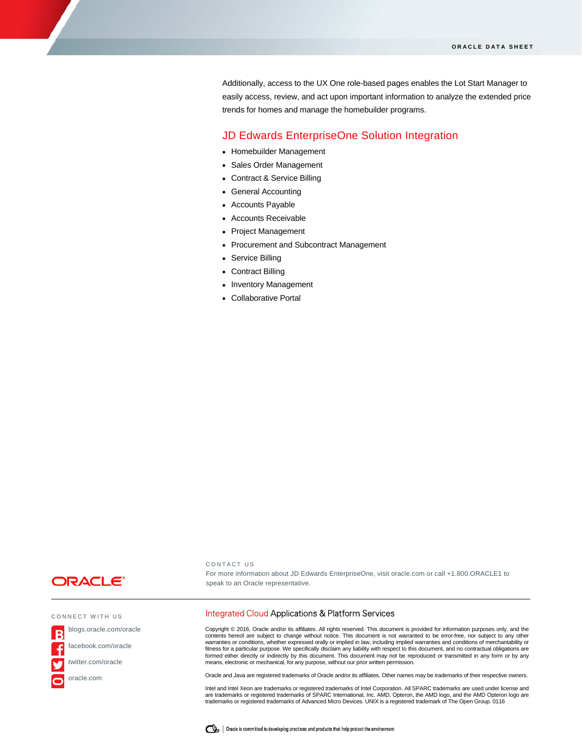Additionally, access to the UX One role-based pages enables the Lot Start Manager to easily access, review, and act upon important information to analyze the extended price trends for homes and manage the homebuilder programs.

## JD Edwards EnterpriseOne Solution Integration

- Homebuilder Management
- Sales Order Management
- Contract & Service Billing
- General Accounting
- Accounts Payable
- Accounts Receivable
- Project Management
- Procurement and Subcontract Management
- Service Billing
- Contract Billing
- Inventory Management
- Collaborative Portal

ORACLE

CONTACT US

For more information about JD Edwards EnterpriseOne, visit oracle.com or call +1.800.ORACLE1 to speak to an Oracle representative.

CONNECT WITH US

- blogs.oracle.com/oracle
- facebook.com/oracle
- twitter.com/oracle
- oracle.com

Integrated Cloud Applications & Platform Services

Copyright © 2016, Oracle and/or its affiliates. All rights reserved. This document is provided for information purposes only, and the contents hereof are subject to change without notice. This document is not warranted to be error-free, nor subject to any other warranties or conditions, whether expressed orally or implied in law, including implied warranties and conditions of merchantability or fitness for a particular purpose. We specifically disclaim any liability with respect to this document, and no contractual obligations are formed either directly or indirectly by this document. This document may not be reproduced or transmitted in any form or by any means, electronic or mechanical, for any purpose, without our prior written permission.

Oracle and Java are registered trademarks of Oracle and/or its affiliates. Other names may be trademarks of their respective owners.

Intel and Intel Xeon are trademarks or registered trademarks of Intel Corporation. All SPARC trademarks are used under license and are trademarks or registered trademarks of SPARC International, Inc. AMD, Opteron, the AMD logo, and the AMD Opteron logo are trademarks or registered trademarks of Advanced Micro Devices. UNIX is a registered trademark of The Open Group. 0116

Oracle is committed to developing practices and products that help protect the environment